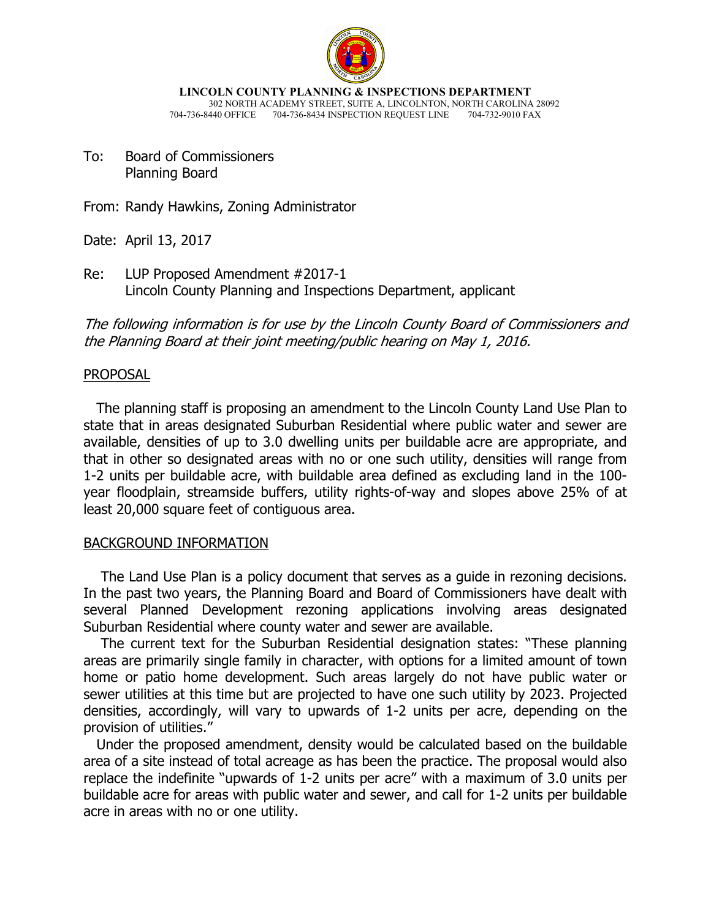**LINCOLN COUNTY PLANNING & INSPECTIONS DEPARTMENT**
302 NORTH ACADEMY STREET, SUITE A, LINCOLNTON, NORTH CAROLINA 28092
704-736-8440 OFFICE 704-736-8434 INSPECTION REQUEST LINE 704-732-9010 FAX

To: Board of Commissioners
Planning Board

From: Randy Hawkins, Zoning Administrator

Date: April 13, 2017

Re: LUP Proposed Amendment #2017-1
Lincoln County Planning and Inspections Department, applicant

*The following information is for use by the Lincoln County Board of Commissioners and the Planning Board at their joint meeting/public hearing on May 1, 2016.*

PROPOSAL

The planning staff is proposing an amendment to the Lincoln County Land Use Plan to state that in areas designated Suburban Residential where public water and sewer are available, densities of up to 3.0 dwelling units per buildable acre are appropriate, and that in other so designated areas with no or one such utility, densities will range from 1-2 units per buildable acre, with buildable area defined as excluding land in the 100-year floodplain, streamside buffers, utility rights-of-way and slopes above 25% of at least 20,000 square feet of contiguous area.

BACKGROUND INFORMATION

The Land Use Plan is a policy document that serves as a guide in rezoning decisions. In the past two years, the Planning Board and Board of Commissioners have dealt with several Planned Development rezoning applications involving areas designated Suburban Residential where county water and sewer are available.

The current text for the Suburban Residential designation states: "These planning areas are primarily single family in character, with options for a limited amount of town home or patio home development. Such areas largely do not have public water or sewer utilities at this time but are projected to have one such utility by 2023. Projected densities, accordingly, will vary to upwards of 1-2 units per acre, depending on the provision of utilities."

Under the proposed amendment, density would be calculated based on the buildable area of a site instead of total acreage as has been the practice. The proposal would also replace the indefinite "upwards of 1-2 units per acre" with a maximum of 3.0 units per buildable acre for areas with public water and sewer, and call for 1-2 units per buildable acre in areas with no or one utility.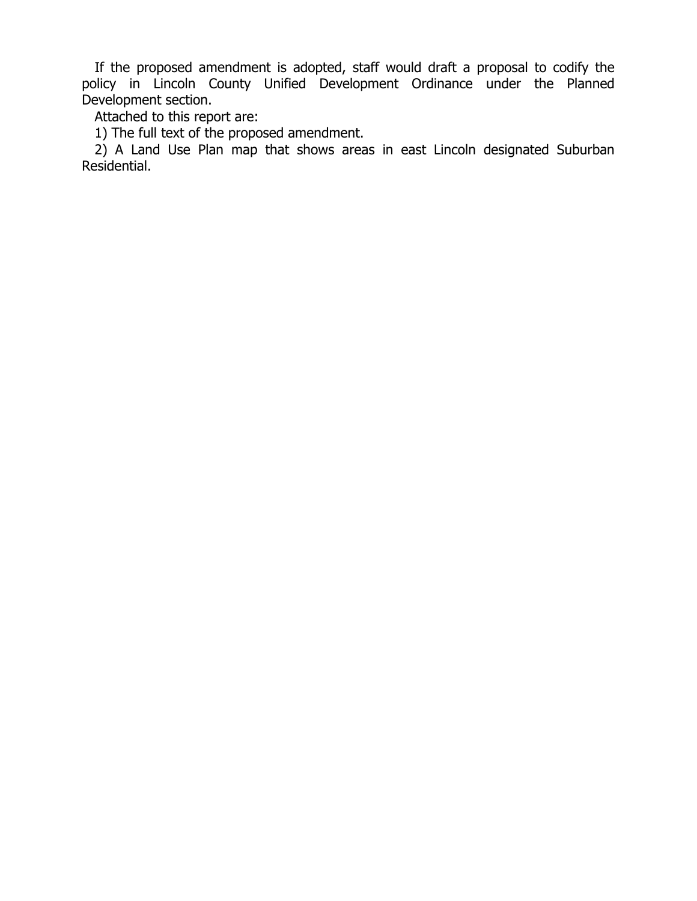If the proposed amendment is adopted, staff would draft a proposal to codify the policy in Lincoln County Unified Development Ordinance under the Planned Development section.

Attached to this report are:

1) The full text of the proposed amendment.

2) A Land Use Plan map that shows areas in east Lincoln designated Suburban Residential.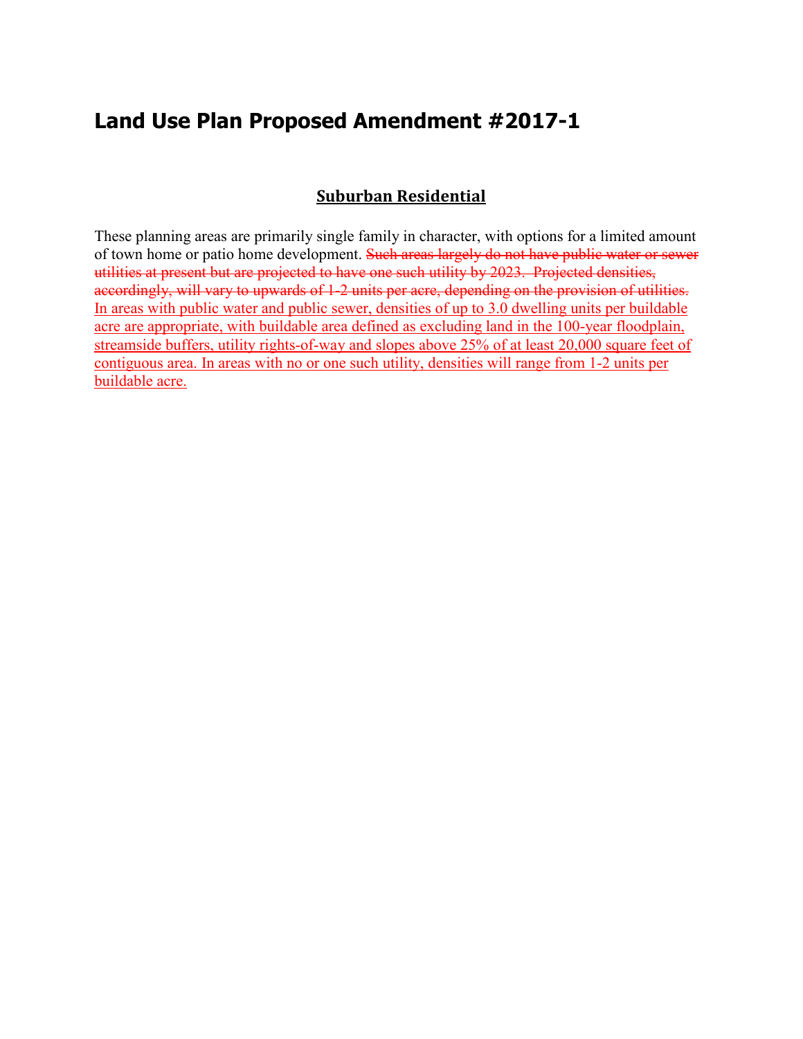# Land Use Plan Proposed Amendment #2017-1

## Suburban Residential

These planning areas are primarily single family in character, with options for a limited amount of town home or patio home development. ~~Such areas largely do not have public water or sewer utilities at present but are projected to have one such utility by 2023. Projected densities, accordingly, will vary to upwards of 1-2 units per acre, depending on the provision of utilities.~~ <u>In areas with public water and public sewer, densities of up to 3.0 dwelling units per buildable acre are appropriate, with buildable area defined as excluding land in the 100-year floodplain, streamside buffers, utility rights-of-way and slopes above 25% of at least 20,000 square feet of contiguous area. In areas with no or one such utility, densities will range from 1-2 units per buildable acre.</u>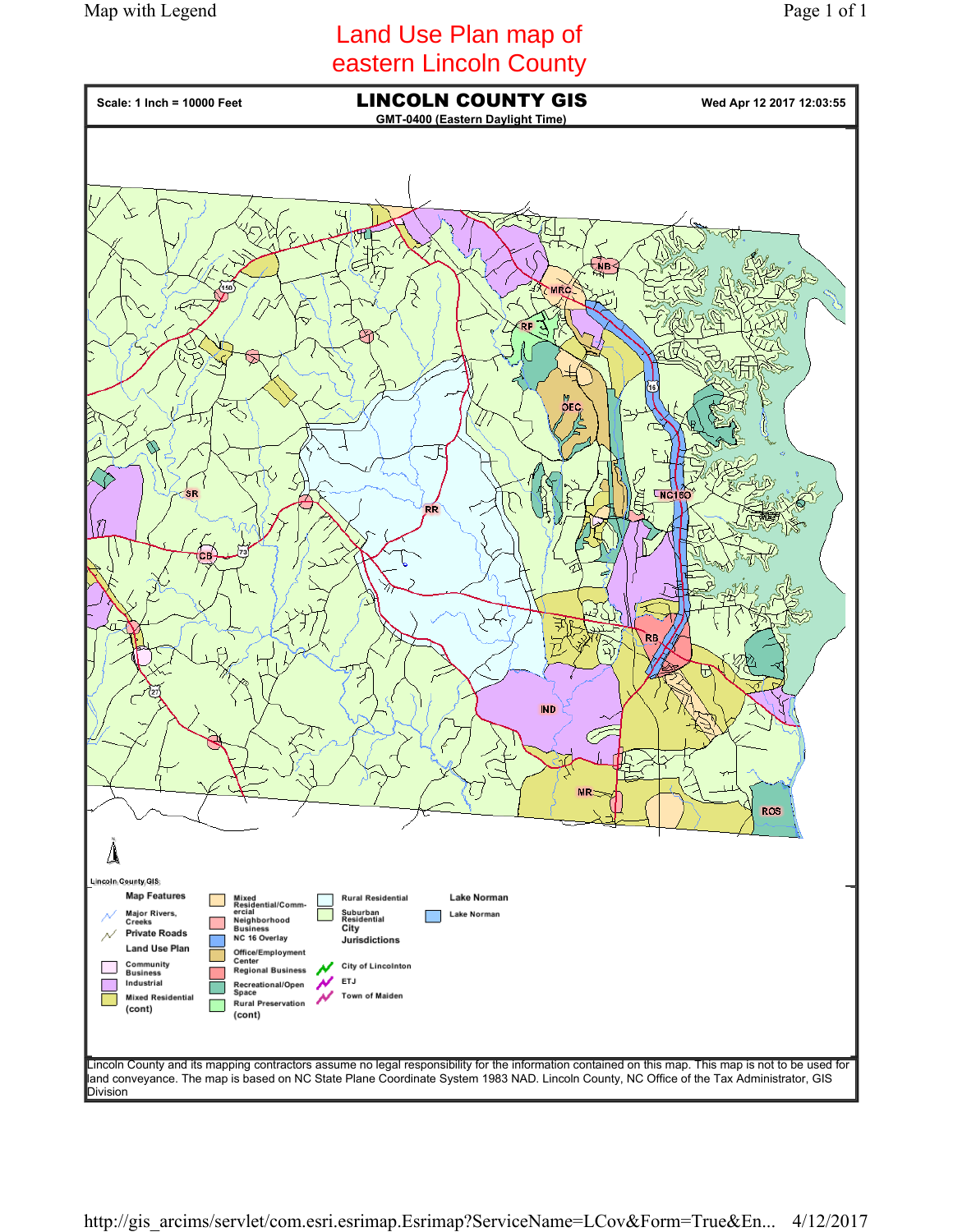# Land Use Plan map of eastern Lincoln County

Scale: 1 Inch = 10000 Feet

**LINCOLN COUNTY GIS**

GMT-0400 (Eastern Daylight Time)

Wed Apr 12 2017 12:03:55

NB

MRC

RP

OEC

NC150

SR

RR

CB

RB

IND

NR

ROS

Lincoln County GIS

Map Features

Major Rivers, Creeks

Private Roads

Land Use Plan

Community Business

Industrial

Mixed Residential

(cont)

Mixed Residential/Commercial

Neighborhood Business

NC 16 Overlay

Office/Employment Center

Regional Business

Recreational/Open Space

Rural Preservation

(cont)

Rural Residential

Suburban Residential

City

Jurisdictions

City of Lincolnton

ETJ

Town of Maiden

Lake Norman

Lake Norman

Lincoln County and its mapping contractors assume no legal responsibility for the information contained on this map. This map is not to be used for land conveyance. The map is based on NC State Plane Coordinate System 1983 NAD. Lincoln County, NC Office of the Tax Administrator, GIS Division